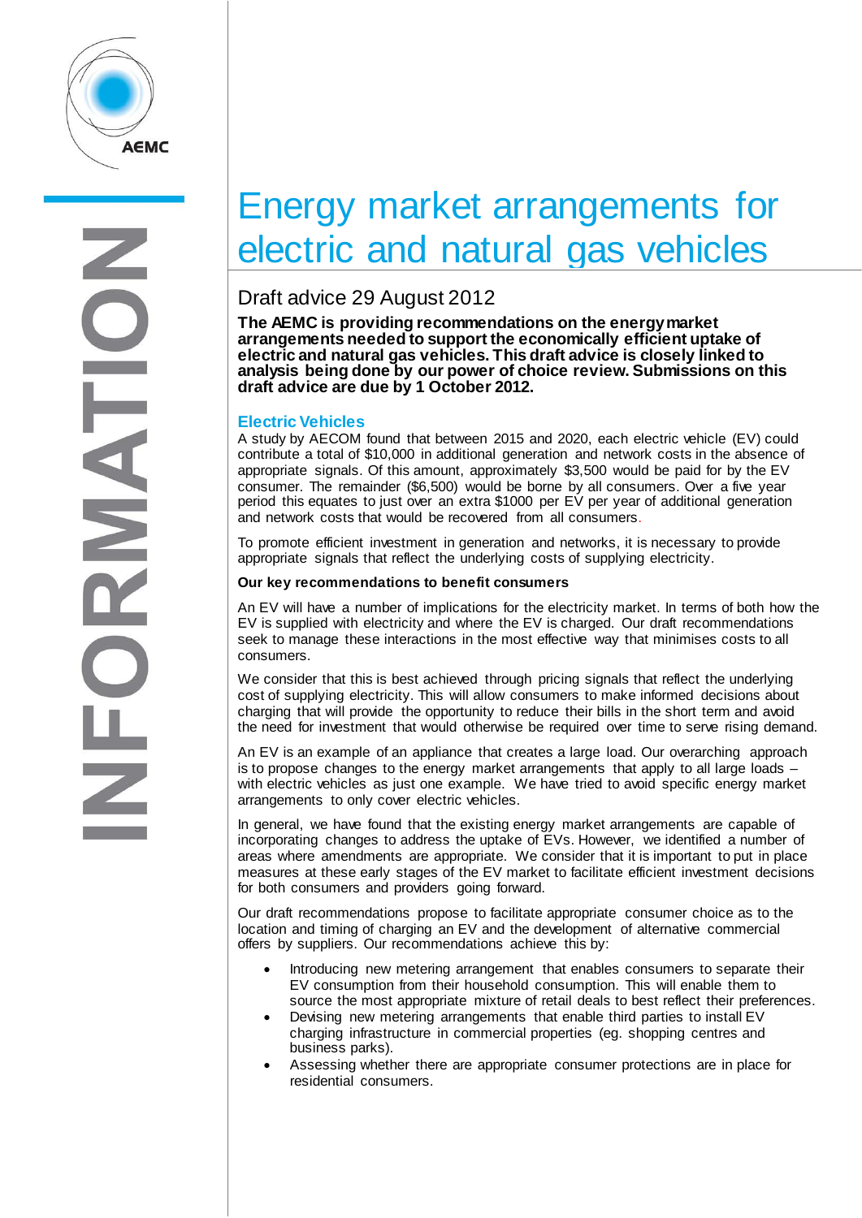# Energy market arrangements for electric and natural gas vehicles

## Draft advice 29 August 2012

**The AEMC is providing recommendations on the energy market arrangements needed to support the economically efficient uptake of electric and natural gas vehicles. This draft advice is closely linked to analysis being done by our power of choice review. Submissions on this draft advice are due by 1 October 2012.**

### Electric Vehicles

A study by AECOM found that between 2015 and 2020, each electric vehicle (EV) could contribute a total of $10,000 in additional generation and network costs in the absence of appropriate signals. Of this amount, approximately $3,500 would be paid for by the EV consumer. The remainder ($6,500) would be borne by all consumers. Over a five year period this equates to just over an extra $1000 per EV per year of additional generation and network costs that would be recovered from all consumers.

To promote efficient investment in generation and networks, it is necessary to provide appropriate signals that reflect the underlying costs of supplying electricity.

**Our key recommendations to benefit consumers**

An EV will have a number of implications for the electricity market. In terms of both how the EV is supplied with electricity and where the EV is charged. Our draft recommendations seek to manage these interactions in the most effective way that minimises costs to all consumers.

We consider that this is best achieved through pricing signals that reflect the underlying cost of supplying electricity. This will allow consumers to make informed decisions about charging that will provide the opportunity to reduce their bills in the short term and avoid the need for investment that would otherwise be required over time to serve rising demand.

An EV is an example of an appliance that creates a large load. Our overarching approach is to propose changes to the energy market arrangements that apply to all large loads – with electric vehicles as just one example. We have tried to avoid specific energy market arrangements to only cover electric vehicles.

In general, we have found that the existing energy market arrangements are capable of incorporating changes to address the uptake of EVs. However, we identified a number of areas where amendments are appropriate. We consider that it is important to put in place measures at these early stages of the EV market to facilitate efficient investment decisions for both consumers and providers going forward.

Our draft recommendations propose to facilitate appropriate consumer choice as to the location and timing of charging an EV and the development of alternative commercial offers by suppliers. Our recommendations achieve this by:

- Introducing new metering arrangement that enables consumers to separate their EV consumption from their household consumption. This will enable them to source the most appropriate mixture of retail deals to best reflect their preferences.
- Devising new metering arrangements that enable third parties to install EV charging infrastructure in commercial properties (eg. shopping centres and business parks).
- Assessing whether there are appropriate consumer protections are in place for residential consumers.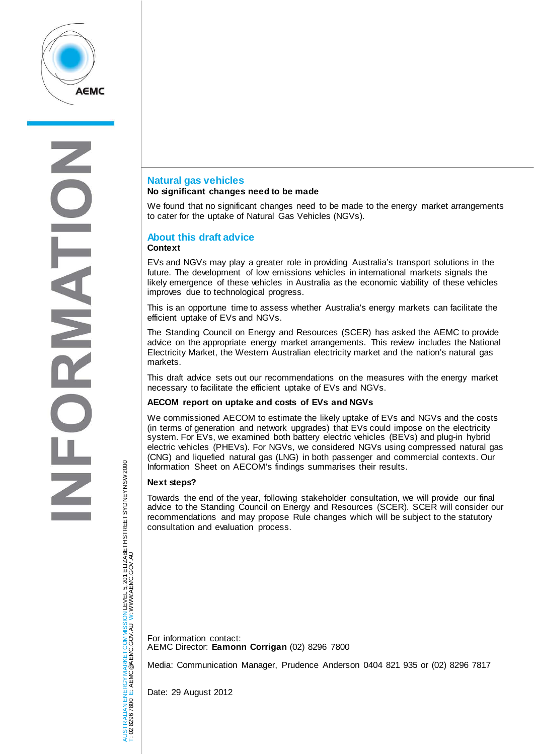## Natural gas vehicles

**No significant changes need to be made**

We found that no significant changes need to be made to the energy market arrangements to cater for the uptake of Natural Gas Vehicles (NGVs).

## About this draft advice

**Context**

EVs and NGVs may play a greater role in providing Australia's transport solutions in the future. The development of low emissions vehicles in international markets signals the likely emergence of these vehicles in Australia as the economic viability of these vehicles improves due to technological progress.

This is an opportune time to assess whether Australia's energy markets can facilitate the efficient uptake of EVs and NGVs.

The Standing Council on Energy and Resources (SCER) has asked the AEMC to provide advice on the appropriate energy market arrangements. This review includes the National Electricity Market, the Western Australian electricity market and the nation's natural gas markets.

This draft advice sets out our recommendations on the measures with the energy market necessary to facilitate the efficient uptake of EVs and NGVs.

**AECOM report on uptake and costs of EVs and NGVs**

We commissioned AECOM to estimate the likely uptake of EVs and NGVs and the costs (in terms of generation and network upgrades) that EVs could impose on the electricity system. For EVs, we examined both battery electric vehicles (BEVs) and plug-in hybrid electric vehicles (PHEVs). For NGVs, we considered NGVs using compressed natural gas (CNG) and liquefied natural gas (LNG) in both passenger and commercial contexts. Our Information Sheet on AECOM's findings summarises their results.

**Next steps?**

Towards the end of the year, following stakeholder consultation, we will provide our final advice to the Standing Council on Energy and Resources (SCER). SCER will consider our recommendations and may propose Rule changes which will be subject to the statutory consultation and evaluation process.

For information contact:
AEMC Director: **Eamonn Corrigan** (02) 8296 7800

Media: Communication Manager, Prudence Anderson 0404 821 935 or (02) 8296 7817

Date: 29 August 2012